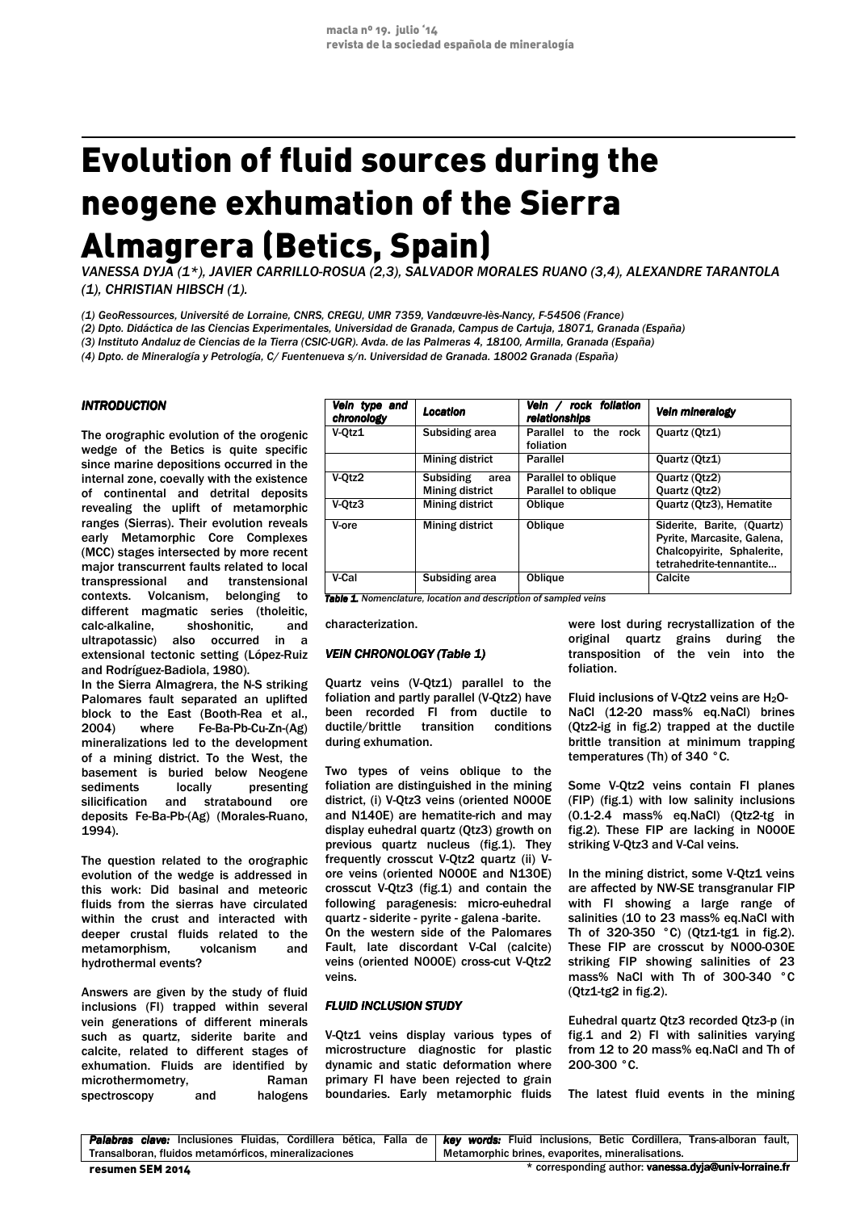# Evolution of fluid sources during the neogene exhumation of the Sierra Almagrera (Betics, Spain)

*VANESSA DYJA (1\*), JAVIER CARRILLO-ROSUA (2,3), SALVADOR MORALES RUANO (3,4), ALEXANDRE TARANTOLA (1), CHRISTIAN HIBSCH (1).*

*(1) GeoRessources, Université de Lorraine, CNRS, CREGU, UMR 7359, Vandœuvre-lès-Nancy, F-54506 (France)*
*(2) Dpto. Didáctica de las Ciencias Experimentales, Universidad de Granada, Campus de Cartuja, 18071, Granada (España)*
*(3) Instituto Andaluz de Ciencias de la Tierra (CSIC-UGR). Avda. de las Palmeras 4, 18100, Armilla, Granada (España)*
*(4) Dpto. de Mineralogía y Petrología, C/ Fuentenueva s/n. Universidad de Granada. 18002 Granada (España)*

## INTRODUCTION

The orographic evolution of the orogenic wedge of the Betics is quite specific since marine depositions occurred in the internal zone, coevally with the existence of continental and detrital deposits revealing the uplift of metamorphic ranges (Sierras). Their evolution reveals early Metamorphic Core Complexes (MCC) stages intersected by more recent major transcurrent faults related to local transpressional and transtensional contexts. Volcanism, belonging to different magmatic series (tholeitic, calc-alkaline, shoshonitic, and ultrapotassic) also occurred in a extensional tectonic setting (López-Ruiz and Rodríguez-Badiola, 1980).

In the Sierra Almagrera, the N-S striking Palomares fault separated an uplifted block to the East (Booth-Rea et al., 2004) where Fe-Ba-Pb-Cu-Zn-(Ag) mineralizations led to the development of a mining district. To the West, the basement is buried below Neogene sediments locally presenting silicification and stratabound ore deposits Fe-Ba-Pb-(Ag) (Morales-Ruano, 1994).

The question related to the orographic evolution of the wedge is addressed in this work: Did basinal and meteoric fluids from the sierras have circulated within the crust and interacted with deeper crustal fluids related to the metamorphism, volcanism and hydrothermal events?

Answers are given by the study of fluid inclusions (FI) trapped within several vein generations of different minerals such as quartz, siderite barite and calcite, related to different stages of exhumation. Fluids are identified by microthermometry, Raman spectroscopy and halogens characterization.

| Vein type and chronology | Location | Vein / rock foliation relationships | Vein mineralogy |
|---|---|---|---|
| V-Qtz1 | Subsiding area | Parallel to the rock foliation | Quartz (Qtz1) |
| | Mining district | Parallel | Quartz (Qtz1) |
| V-Qtz2 | Subsiding area<br>Mining district | Parallel to oblique<br>Parallel to oblique | Quartz (Qtz2)<br>Quartz (Qtz2) |
| V-Qtz3 | Mining district | Oblique | Quartz (Qtz3), Hematite |
| V-ore | Mining district | Oblique | Siderite, Barite, (Quartz) Pyrite, Marcasite, Galena, Chalcopyirite, Sphalerite, tetrahedrite-tennantite… |
| V-Cal | Subsiding area | Oblique | Calcite |

***Table 1.*** *Nomenclature, location and description of sampled veins*

## VEIN CHRONOLOGY (Table 1)

Quartz veins (V-Qtz1) parallel to the foliation and partly parallel (V-Qtz2) have been recorded FI from ductile to ductile/brittle transition conditions during exhumation.

Two types of veins oblique to the foliation are distinguished in the mining district, (i) V-Qtz3 veins (oriented N000E and N140E) are hematite-rich and may display euhedral quartz (Qtz3) growth on previous quartz nucleus (fig.1). They frequently crosscut V-Qtz2 quartz (ii) V-ore veins (oriented N000E and N130E) crosscut V-Qtz3 (fig.1) and contain the following paragenesis: micro-euhedral quartz - siderite - pyrite - galena -barite.

On the western side of the Palomares Fault, late discordant V-Cal (calcite) veins (oriented N000E) cross-cut V-Qtz2 veins.

## FLUID INCLUSION STUDY

V-Qtz1 veins display various types of microstructure diagnostic for plastic dynamic and static deformation where primary FI have been rejected to grain boundaries. Early metamorphic fluids were lost during recrystallization of the original quartz grains during the transposition of the vein into the foliation.

Fluid inclusions of V-Qtz2 veins are $H_2O$-NaCl (12-20 mass% eq.NaCl) brines (Qtz2-ig in fig.2) trapped at the ductile brittle transition at minimum trapping temperatures (Th) of 340 °C.

Some V-Qtz2 veins contain FI planes (FIP) (fig.1) with low salinity inclusions (0.1-2.4 mass% eq.NaCl) (Qtz2-tg in fig.2). These FIP are lacking in N000E striking V-Qtz3 and V-Cal veins.

In the mining district, some V-Qtz1 veins are affected by NW-SE transgranular FIP with FI showing a large range of salinities (10 to 23 mass% eq.NaCl with Th of 320-350 °C) (Qtz1-tg1 in fig.2). These FIP are crosscut by N000-030E striking FIP showing salinities of 23 mass% NaCl with Th of 300-340 °C (Qtz1-tg2 in fig.2).

Euhedral quartz Qtz3 recorded Qtz3-p (in fig.1 and 2) FI with salinities varying from 12 to 20 mass% eq.NaCl and Th of 200-300 °C.

The latest fluid events in the mining

***Palabras clave:*** Inclusiones Fluidas, Cordillera bética, Falla de Transalboran, fluidos metamórficos, mineralizaciones

***key words:*** Fluid inclusions, Betic Cordillera, Trans-alboran fault, Metamorphic brines, evaporites, mineralisations.

\* corresponding author: **vanessa.dyja@univ-lorraine.fr**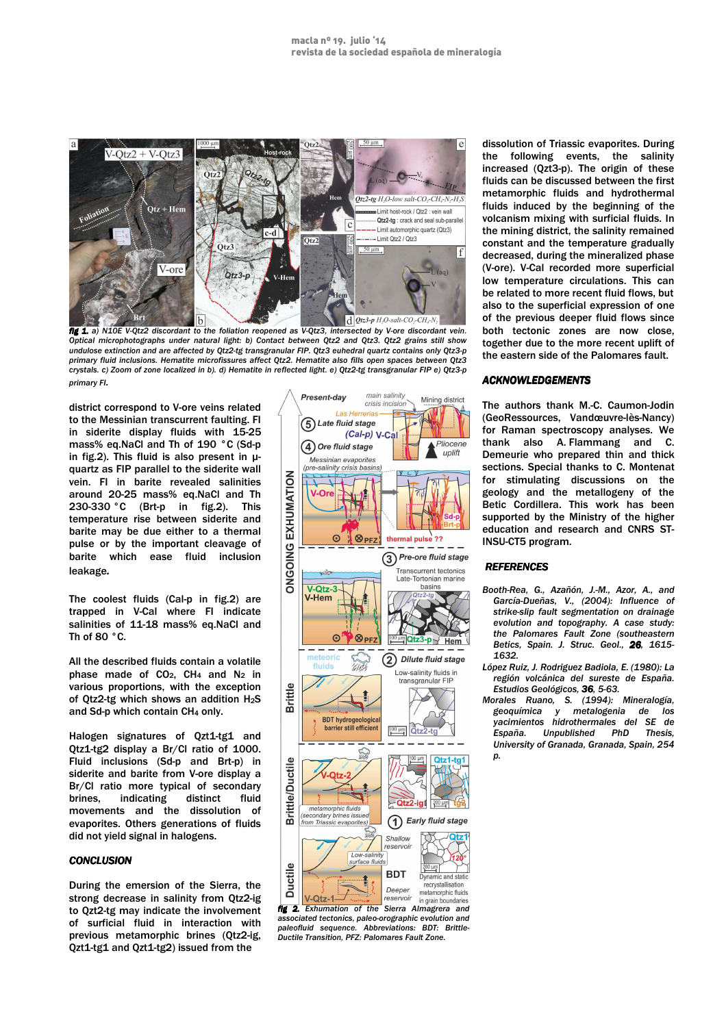**fig 1.** a) N10E V-Qtz2 discordant to the foliation reopened as V-Qtz3, intersected by V-ore discordant vein. Optical microphotographs under natural light: b) Contact between Qtz2 and Qtz3. Qtz2 grains still show undulose extinction and are affected by Qtz2-tg transgranular FIP. Qtz3 euhedral quartz contains only Qtz3-p primary fluid inclusions. Hematite microfissures affect Qtz2. Hematite also fills open spaces between Qtz3 crystals. c) Zoom of zone localized in b). d) Hematite in reflected light. e) Qtz2-tg transgranular FIP e) Qtz3-p primary FI.

district correspond to V-ore veins related to the Messinian transcurrent faulting. FI in siderite display fluids with 15-25 mass% eq.NaCl and Th of 190 °C (Sd-p in fig.2). This fluid is also present in µ-quartz as FIP parallel to the siderite wall vein. FI in barite revealed salinities around 20-25 mass% eq.NaCl and Th 230-330 °C (Brt-p in fig.2). This temperature rise between siderite and barite may be due either to a thermal pulse or by the important cleavage of barite which ease fluid inclusion leakage.

The coolest fluids (Cal-p in fig.2) are trapped in V-Cal where FI indicate salinities of 11-18 mass% eq.NaCl and Th of 80 °C.

All the described fluids contain a volatile phase made of $CO_2$, $CH_4$ and $N_2$ in various proportions, with the exception of Qtz2-tg which shows an addition $H_2S$ and Sd-p which contain $CH_4$ only.

Halogen signatures of Qzt1-tg1 and Qtz1-tg2 display a Br/Cl ratio of 1000. Fluid inclusions (Sd-p and Brt-p) in siderite and barite from V-ore display a Br/Cl ratio more typical of secondary brines, indicating distinct fluid movements and the dissolution of evaporites. Others generations of fluids did not yield signal in halogens.

## CONCLUSION

During the emersion of the Sierra, the strong decrease in salinity from Qtz2-ig to Qtz2-tg may indicate the involvement of surficial fluid in interaction with previous metamorphic brines (Qtz2-ig, Qzt1-tg1 and Qzt1-tg2) issued from the dissolution of Triassic evaporites. During the following events, the salinity increased (Qzt3-p). The origin of these fluids can be discussed between the first metamorphic fluids and hydrothermal fluids induced by the beginning of the volcanism mixing with surficial fluids. In the mining district, the salinity remained constant and the temperature gradually decreased, during the mineralized phase (V-ore). V-Cal recorded more superficial low temperature circulations. This can be related to more recent fluid flows, but also to the superficial expression of one of the previous deeper fluid flows since both tectonic zones are now close, together due to the more recent uplift of the eastern side of the Palomares fault.

**fig 2.** Exhumation of the Sierra Almagrera and associated tectonics, paleo-orographic evolution and paleofluid sequence. Abbreviations: BDT: Brittle-Ductile Transition, PFZ: Palomares Fault Zone.

## ACKNOWLEDGEMENTS

The authors thank M.-C. Caumon-Jodin (GeoRessources, Vandœuvre-lès-Nancy) for Raman spectroscopy analyses. We thank also A. Flammang and C. Demeurie who prepared thin and thick sections. Special thanks to C. Montenat for stimulating discussions on the geology and the metallogeny of the Betic Cordillera. This work has been supported by the Ministry of the higher education and research and CNRS ST-INSU-CT5 program.

## REFERENCES

*Booth-Rea, G., Azañón, J.-M., Azor, A., and García-Dueñas, V., (2004): Influence of strike-slip fault segmentation on drainage evolution and topography. A case study: the Palomares Fault Zone (southeastern Betics, Spain. J. Struc. Geol.,* ***26****, 1615-1632.*

*López Ruiz, J. Rodriguez Badiola, E. (1980): La región volcánica del sureste de España. Estudios Geológicos,* ***36****, 5-63.*

*Morales Ruano, S. (1994): Mineralogía, geoquímica y metalogenia de los yacimientos hidrothermales del SE de España. Unpublished PhD Thesis, University of Granada, Granada, Spain, 254 p.*